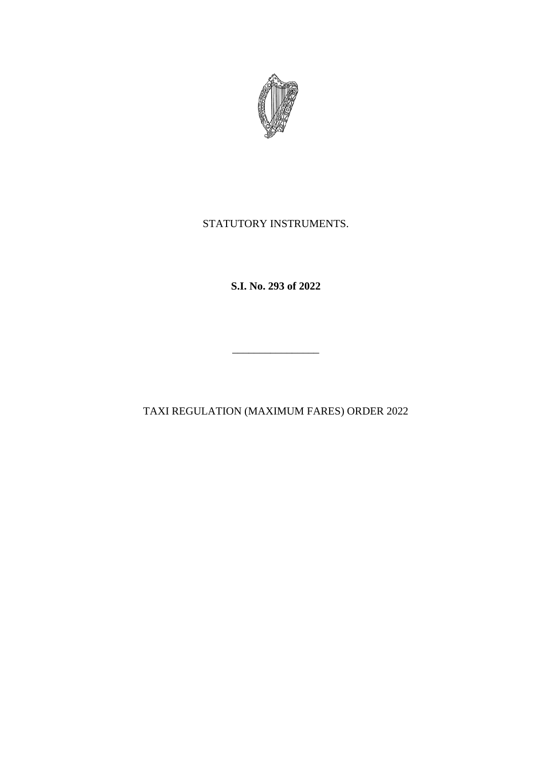STATUTORY INSTRUMENTS.

**S.I. No. 293 of 2022**

---

TAXI REGULATION (MAXIMUM FARES) ORDER 2022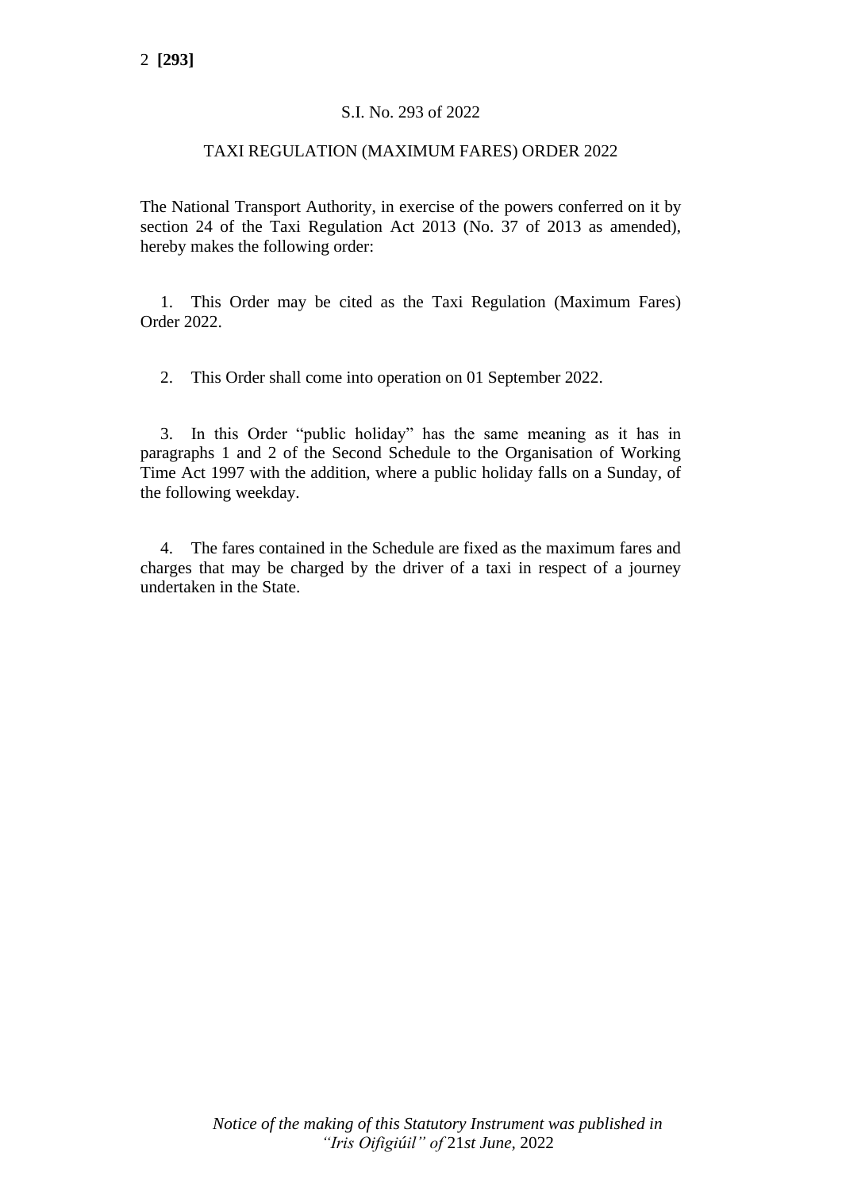S.I. No. 293 of 2022

TAXI REGULATION (MAXIMUM FARES) ORDER 2022

The National Transport Authority, in exercise of the powers conferred on it by section 24 of the Taxi Regulation Act 2013 (No. 37 of 2013 as amended), hereby makes the following order:

1. This Order may be cited as the Taxi Regulation (Maximum Fares) Order 2022.

2. This Order shall come into operation on 01 September 2022.

3. In this Order "public holiday" has the same meaning as it has in paragraphs 1 and 2 of the Second Schedule to the Organisation of Working Time Act 1997 with the addition, where a public holiday falls on a Sunday, of the following weekday.

4. The fares contained in the Schedule are fixed as the maximum fares and charges that may be charged by the driver of a taxi in respect of a journey undertaken in the State.

*Notice of the making of this Statutory Instrument was published in "Iris Oifigiúil" of* 21*st June,* 2022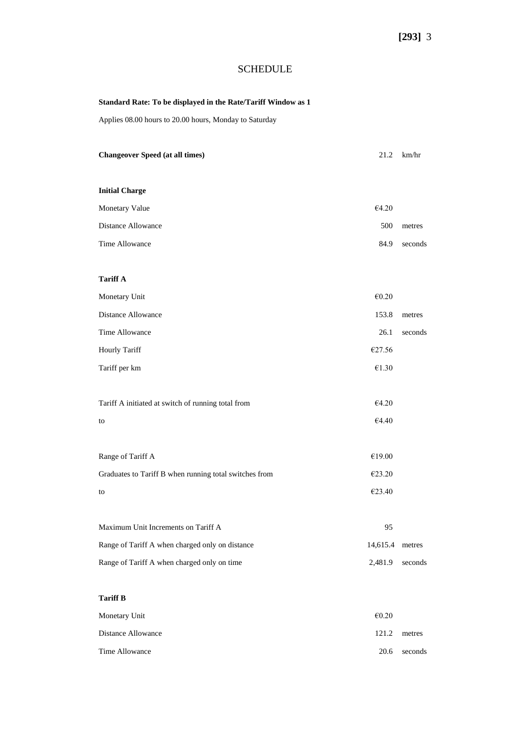# SCHEDULE

**Standard Rate: To be displayed in the Rate/Tariff Window as 1**

Applies 08.00 hours to 20.00 hours, Monday to Saturday

| | | |
|---|---|---|
| **Changeover Speed (at all times)** | 21.2 | km/hr |

**Initial Charge**

| | | |
|---|---|---|
| Monetary Value | €4.20 | |
| Distance Allowance | 500 | metres |
| Time Allowance | 84.9 | seconds |

**Tariff A**

| | | |
|---|---|---|
| Monetary Unit | €0.20 | |
| Distance Allowance | 153.8 | metres |
| Time Allowance | 26.1 | seconds |
| Hourly Tariff | €27.56 | |
| Tariff per km | €1.30 | |
| | | |
| Tariff A initiated at switch of running total from | €4.20 | |
| to | €4.40 | |
| | | |
| Range of Tariff A | €19.00 | |
| Graduates to Tariff B when running total switches from | €23.20 | |
| to | €23.40 | |
| | | |
| Maximum Unit Increments on Tariff A | 95 | |
| Range of Tariff A when charged only on distance | 14,615.4 | metres |
| Range of Tariff A when charged only on time | 2,481.9 | seconds |

**Tariff B**

| | | |
|---|---|---|
| Monetary Unit | €0.20 | |
| Distance Allowance | 121.2 | metres |
| Time Allowance | 20.6 | seconds |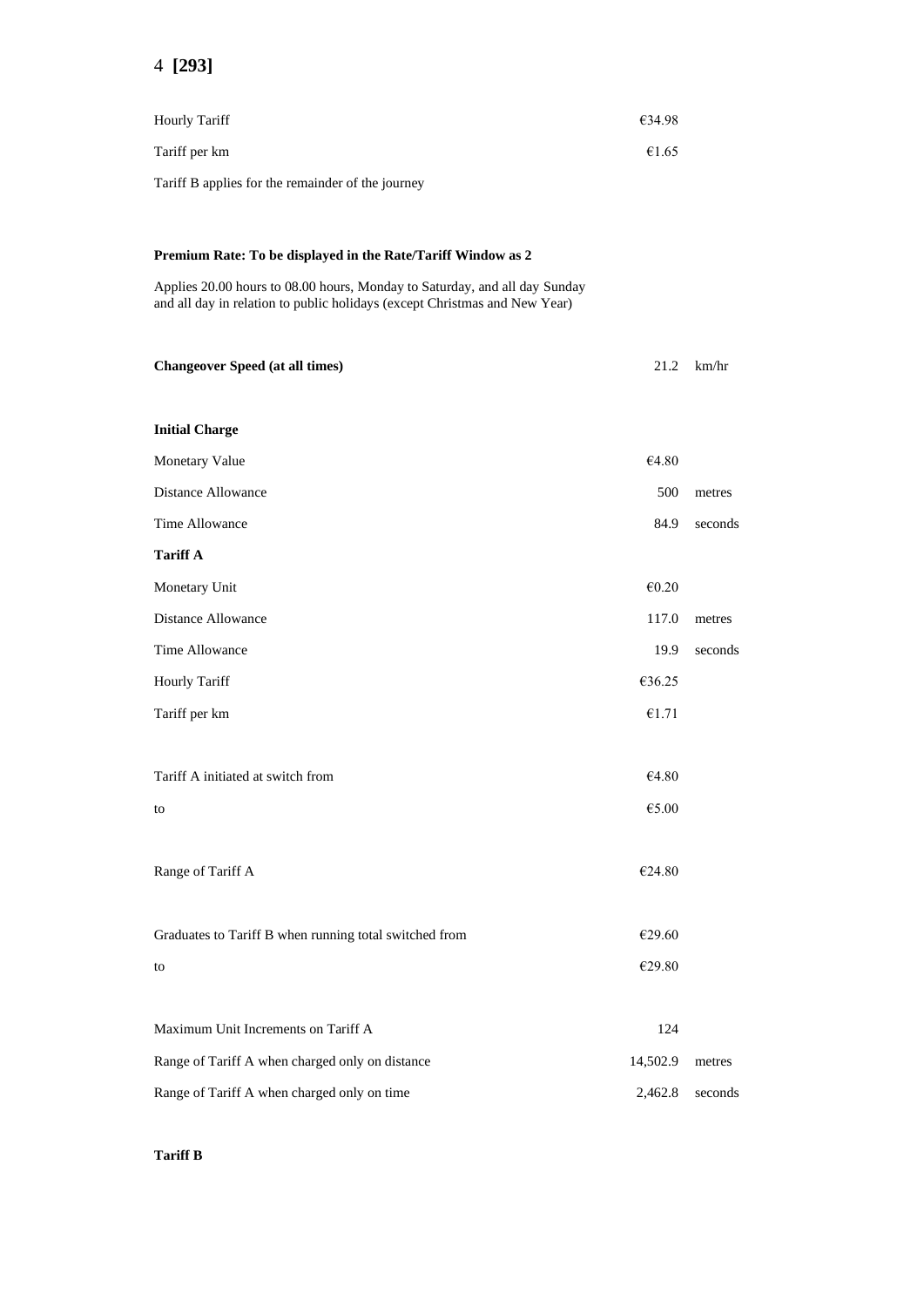4 **[293]**

| | | |
|---|---|---|
| Hourly Tariff | €34.98 | |
| Tariff per km | €1.65 | |

Tariff B applies for the remainder of the journey

**Premium Rate: To be displayed in the Rate/Tariff Window as 2**

Applies 20.00 hours to 08.00 hours, Monday to Saturday, and all day Sunday and all day in relation to public holidays (except Christmas and New Year)

| | | |
|---|---|---|
| **Changeover Speed (at all times)** | 21.2 | km/hr |

**Initial Charge**

| | | |
|---|---|---|
| Monetary Value | €4.80 | |
| Distance Allowance | 500 | metres |
| Time Allowance | 84.9 | seconds |

**Tariff A**

| | | |
|---|---|---|
| Monetary Unit | €0.20 | |
| Distance Allowance | 117.0 | metres |
| Time Allowance | 19.9 | seconds |
| Hourly Tariff | €36.25 | |
| Tariff per km | €1.71 | |
| Tariff A initiated at switch from | €4.80 | |
| to | €5.00 | |
| Range of Tariff A | €24.80 | |
| Graduates to Tariff B when running total switched from | €29.60 | |
| to | €29.80 | |
| Maximum Unit Increments on Tariff A | 124 | |
| Range of Tariff A when charged only on distance | 14,502.9 | metres |
| Range of Tariff A when charged only on time | 2,462.8 | seconds |

**Tariff B**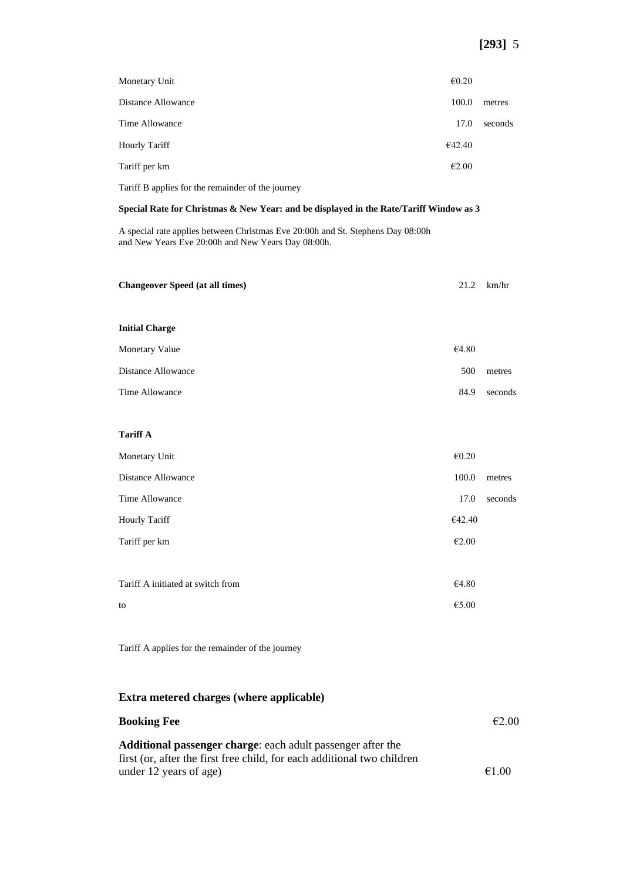| | | |
|---|---|---|
| Monetary Unit | €0.20 | |
| Distance Allowance | 100.0 | metres |
| Time Allowance | 17.0 | seconds |
| Hourly Tariff | €42.40 | |
| Tariff per km | €2.00 | |

Tariff B applies for the remainder of the journey

**Special Rate for Christmas & New Year: and be displayed in the Rate/Tariff Window as 3**

A special rate applies between Christmas Eve 20:00h and St. Stephens Day 08:00h and New Years Eve 20:00h and New Years Day 08:00h.

| | | |
|---|---|---|
| **Changeover Speed (at all times)** | 21.2 | km/hr |

**Initial Charge**

| | | |
|---|---|---|
| Monetary Value | €4.80 | |
| Distance Allowance | 500 | metres |
| Time Allowance | 84.9 | seconds |

**Tariff A**

| | | |
|---|---|---|
| Monetary Unit | €0.20 | |
| Distance Allowance | 100.0 | metres |
| Time Allowance | 17.0 | seconds |
| Hourly Tariff | €42.40 | |
| Tariff per km | €2.00 | |
| Tariff A initiated at switch from | €4.80 | |
| to | €5.00 | |

Tariff A applies for the remainder of the journey

## Extra metered charges (where applicable)

| | |
|---|---|
| **Booking Fee** | €2.00 |
| **Additional passenger charge**: each adult passenger after the first (or, after the first free child, for each additional two children under 12 years of age) | €1.00 |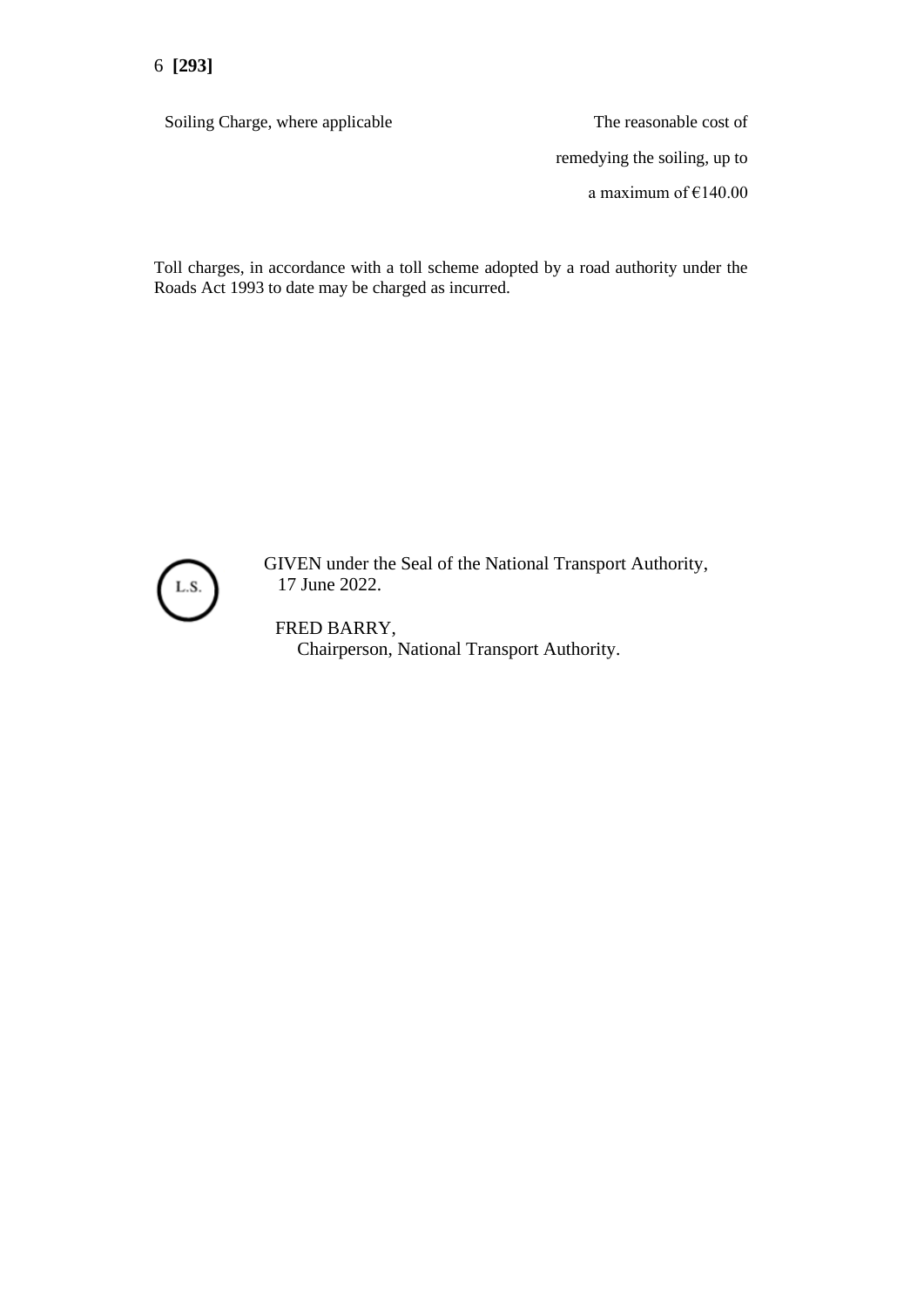| | |
|---|---|
| Soiling Charge, where applicable | The reasonable cost of remedying the soiling, up to a maximum of €140.00 |

Toll charges, in accordance with a toll scheme adopted by a road authority under the Roads Act 1993 to date may be charged as incurred.

L.S.

GIVEN under the Seal of the National Transport Authority,
17 June 2022.

FRED BARRY,
Chairperson, National Transport Authority.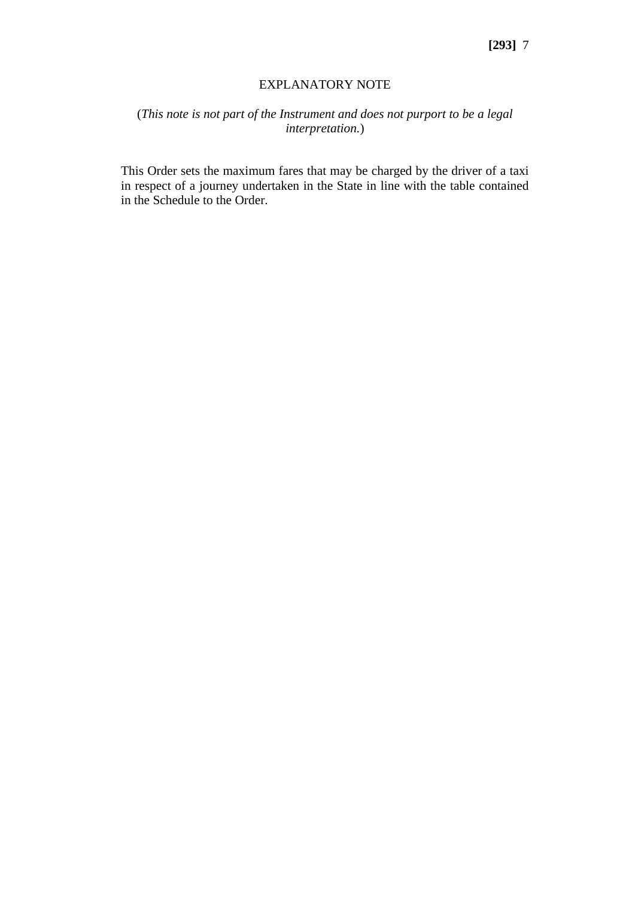## EXPLANATORY NOTE

(*This note is not part of the Instrument and does not purport to be a legal interpretation.*)

This Order sets the maximum fares that may be charged by the driver of a taxi in respect of a journey undertaken in the State in line with the table contained in the Schedule to the Order.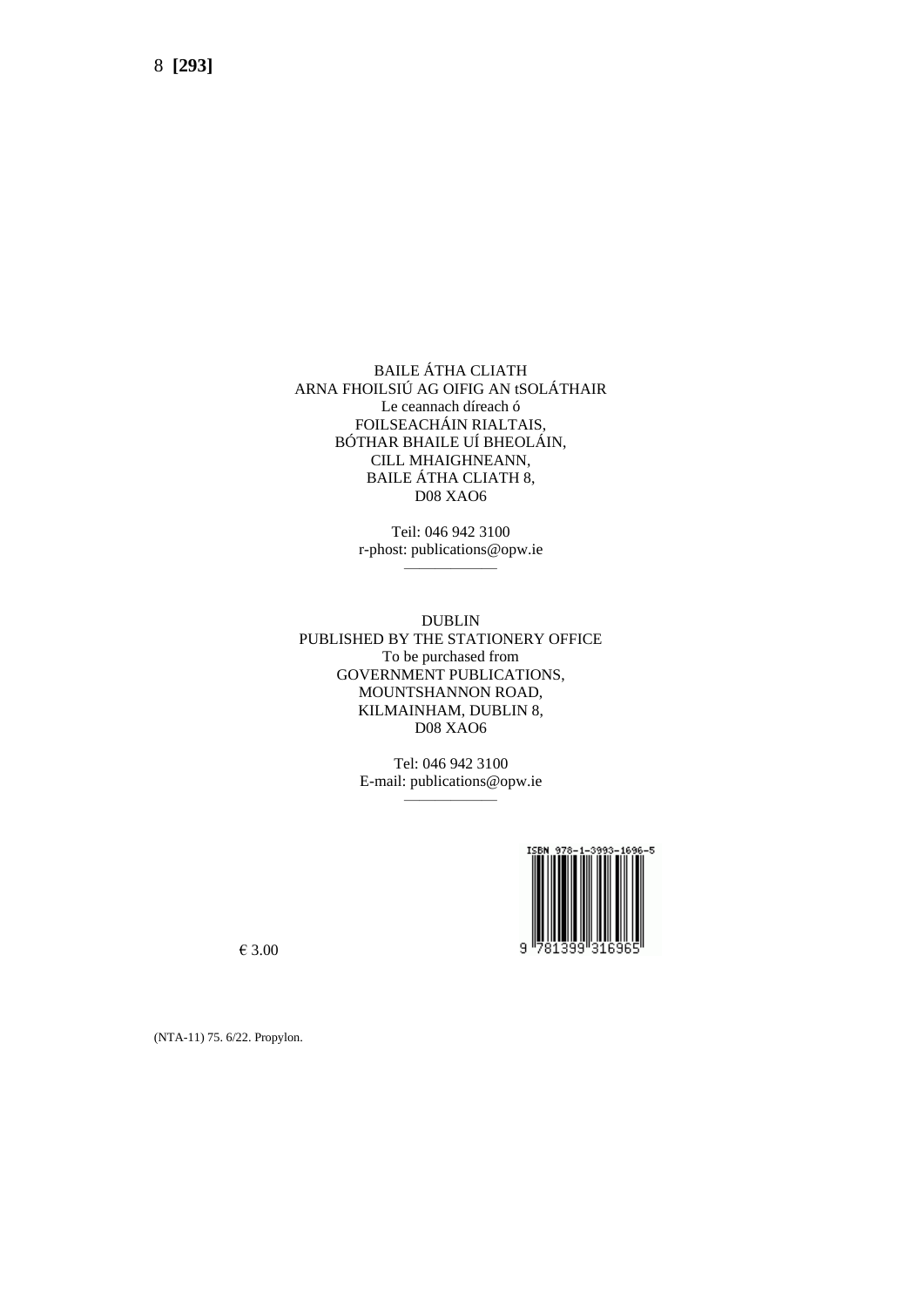BAILE ÁTHA CLIATH
ARNA FHOILSIÚ AG OIFIG AN tSOLÁTHAIR
Le ceannach díreach ó
FOILSEACHÁIN RIALTAIS,
BÓTHAR BHAILE UÍ BHEOLÁIN,
CILL MHAIGHNEANN,
BAILE ÁTHA CLIATH 8,
D08 XAO6

Teil: 046 942 3100
r-phost: publications@opw.ie

---

DUBLIN
PUBLISHED BY THE STATIONERY OFFICE
To be purchased from
GOVERNMENT PUBLICATIONS,
MOUNTSHANNON ROAD,
KILMAINHAM, DUBLIN 8,
D08 XAO6

Tel: 046 942 3100
E-mail: publications@opw.ie

---

ISBN 978-1-3993-1696-5

9 781399 316965

€ 3.00

(NTA-11) 75. 6/22. Propylon.